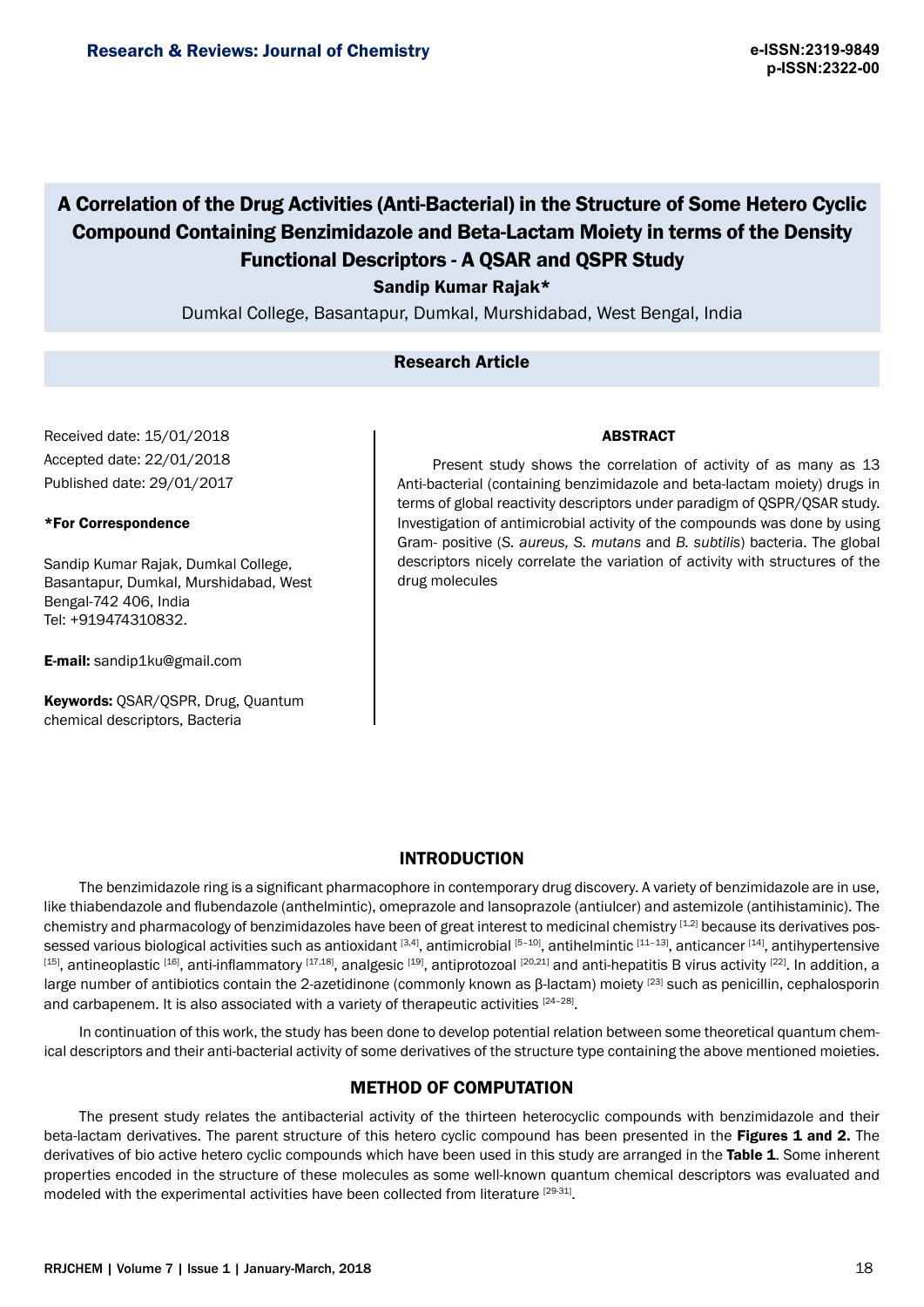# A Correlation of the Drug Activities (Anti-Bacterial) in the Structure of Some Hetero Cyclic Compound Containing Benzimidazole and Beta-Lactam Moiety in terms of the Density Functional Descriptors - A QSAR and QSPR Study

**Sandip Kumar Rajak***

Dumkal College, Basantapur, Dumkal, Murshidabad, West Bengal, India

**Research Article**

Received date: 15/01/2018

Accepted date: 22/01/2018

Published date: 29/01/2017

**\*For Correspondence**

Sandip Kumar Rajak, Dumkal College, Basantapur, Dumkal, Murshidabad, West Bengal-742 406, India

Tel: +919474310832.

**E-mail:** sandip1ku@gmail.com

**Keywords:** QSAR/QSPR, Drug, Quantum chemical descriptors, Bacteria

## ABSTRACT

Present study shows the correlation of activity of as many as 13 Anti-bacterial (containing benzimidazole and beta-lactam moiety) drugs in terms of global reactivity descriptors under paradigm of QSPR/QSAR study. Investigation of antimicrobial activity of the compounds was done by using Gram- positive (*S. aureus, S. mutans* and *B. subtilis*) bacteria. The global descriptors nicely correlate the variation of activity with structures of the drug molecules

## INTRODUCTION

The benzimidazole ring is a significant pharmacophore in contemporary drug discovery. A variety of benzimidazole are in use, like thiabendazole and flubendazole (anthelmintic), omeprazole and lansoprazole (antiulcer) and astemizole (antihistaminic). The chemistry and pharmacology of benzimidazoles have been of great interest to medicinal chemistry [1,2] because its derivatives possessed various biological activities such as antioxidant [3,4], antimicrobial [5-10], antihelmintic [11-13], anticancer [14], antihypertensive [15], antineoplastic [16], anti-inflammatory [17,18], analgesic [19], antiprotozoal [20,21] and anti-hepatitis B virus activity [22]. In addition, a large number of antibiotics contain the 2-azetidinone (commonly known as β-lactam) moiety [23] such as penicillin, cephalosporin and carbapenem. It is also associated with a variety of therapeutic activities [24-28].

In continuation of this work, the study has been done to develop potential relation between some theoretical quantum chemical descriptors and their anti-bacterial activity of some derivatives of the structure type containing the above mentioned moieties.

## METHOD OF COMPUTATION

The present study relates the antibacterial activity of the thirteen heterocyclic compounds with benzimidazole and their beta-lactam derivatives. The parent structure of this hetero cyclic compound has been presented in the **Figures 1 and 2.** The derivatives of bio active hetero cyclic compounds which have been used in this study are arranged in the **Table 1**. Some inherent properties encoded in the structure of these molecules as some well-known quantum chemical descriptors was evaluated and modeled with the experimental activities have been collected from literature [29-31].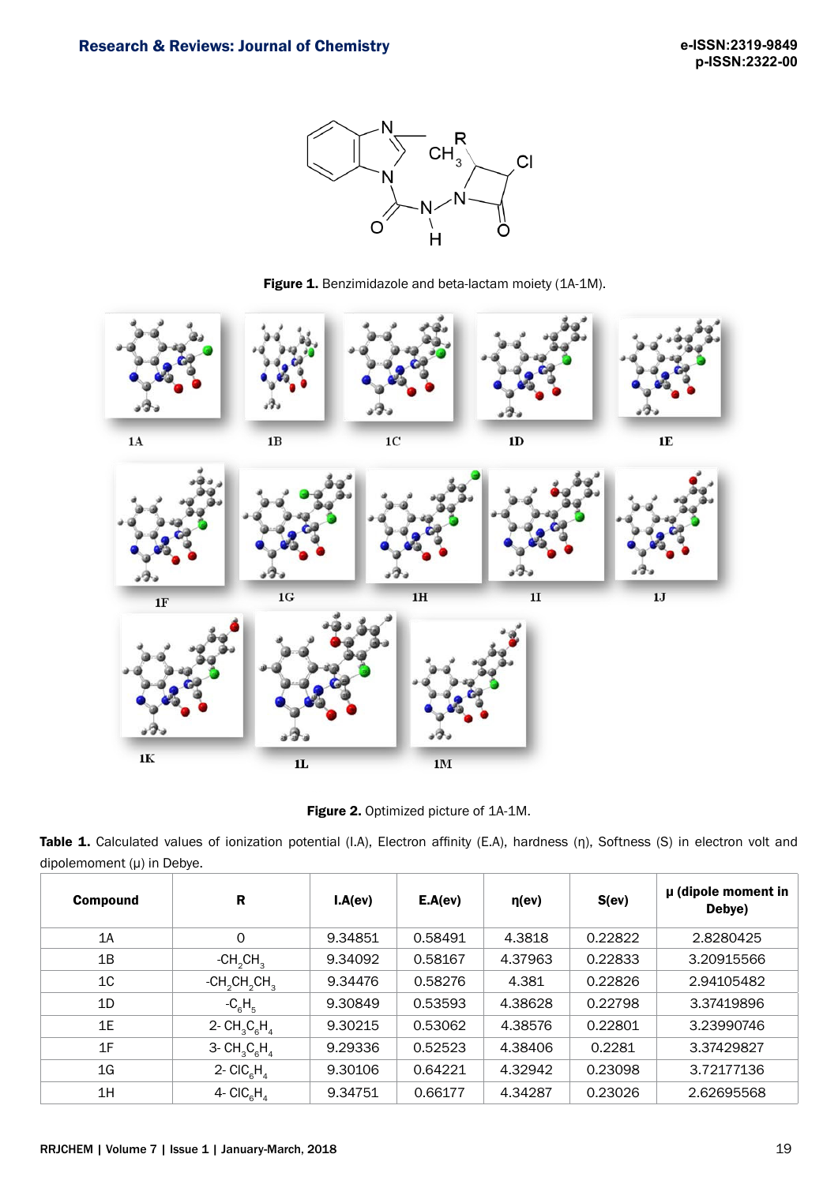Figure 1. Benzimidazole and beta-lactam moiety (1A-1M).

Figure 2. Optimized picture of 1A-1M.

**Table 1.** Calculated values of ionization potential (I.A), Electron affinity (E.A), hardness (η), Softness (S) in electron volt and dipolemoment (μ) in Debye.

| Compound | R | I.A(ev) | E.A(ev) | η(ev) | S(ev) | μ (dipole moment in Debye) |
|---|---|---|---|---|---|---|
| 1A | 0 | 9.34851 | 0.58491 | 4.3818 | 0.22822 | 2.8280425 |
| 1B | $-CH_2CH_3$ | 9.34092 | 0.58167 | 4.37963 | 0.22833 | 3.20915566 |
| 1C | $-CH_2CH_2CH_3$ | 9.34476 | 0.58276 | 4.381 | 0.22826 | 2.94105482 |
| 1D | $-C_6H_5$ | 9.30849 | 0.53593 | 4.38628 | 0.22798 | 3.37419896 |
| 1E | 2- $CH_3C_6H_4$ | 9.30215 | 0.53062 | 4.38576 | 0.22801 | 3.23990746 |
| 1F | 3- $CH_3C_6H_4$ | 9.29336 | 0.52523 | 4.38406 | 0.2281 | 3.37429827 |
| 1G | 2- $ClC_6H_4$ | 9.30106 | 0.64221 | 4.32942 | 0.23098 | 3.72177136 |
| 1H | 4- $ClC_6H_4$ | 9.34751 | 0.66177 | 4.34287 | 0.23026 | 2.62695568 |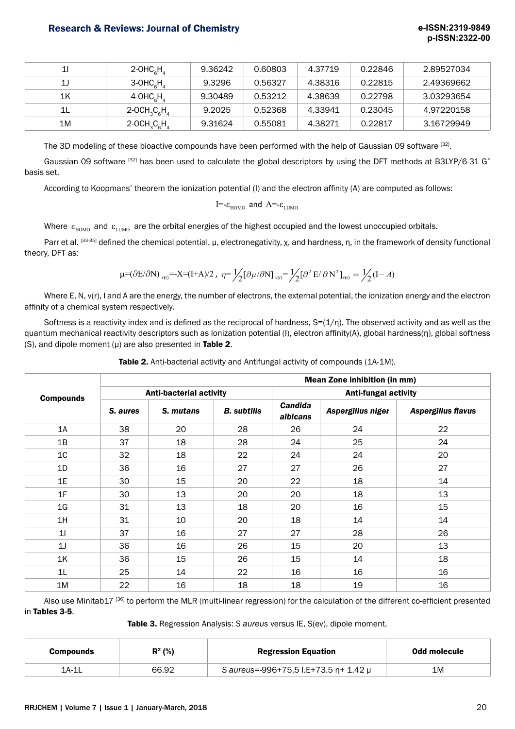| 1I | $2\text{-}OHC_6H_4$ | 9.36242 | 0.60803 | 4.37719 | 0.22846 | 2.89527034 |
|---|---|---|---|---|---|---|
| 1J | $3\text{-}OHC_6H_4$ | 9.3296 | 0.56327 | 4.38316 | 0.22815 | 2.49369662 |
| 1K | $4\text{-}OHC_6H_4$ | 9.30489 | 0.53212 | 4.38639 | 0.22798 | 3.03293654 |
| 1L | $2\text{-}OCH_3C_6H_4$ | 9.2025 | 0.52368 | 4.33941 | 0.23045 | 4.97220158 |
| 1M | $2\text{-}OCH_3C_6H_4$ | 9.31624 | 0.55081 | 4.38271 | 0.22817 | 3.16729949 |

The 3D modeling of these bioactive compounds have been performed with the help of Gaussian 09 software [32].

Gaussian 09 software [32] has been used to calculate the global descriptors by using the DFT methods at B3LYP/6-31 G* basis set.

According to Koopmans' theorem the ionization potential (I) and the electron affinity (A) are computed as follows:

$$I=-\varepsilon_{HOMO} \text{ and } A=-\varepsilon_{LUMO}$$

Where $\varepsilon_{HOMO}$ and $\varepsilon_{LUMO}$ are the orbital energies of the highest occupied and the lowest unoccupied orbitals.

Parr et al. [33-35] defined the chemical potential, μ, electronegativity, χ, and hardness, η, in the framework of density functional theory, DFT as:

$$\mu=(\partial E/\partial N)_{v(r)}=-X=(I+A)/2\,,\ \eta=\tfrac{1}{2}[\partial\mu/\partial N]_{v(r)}=\tfrac{1}{2}[\partial^2 E/\partial N^2]_{v(r)}=\tfrac{1}{2}(I-A)$$

Where E, N, v(r), I and A are the energy, the number of electrons, the external potential, the ionization energy and the electron affinity of a chemical system respectively.

Softness is a reactivity index and is defined as the reciprocal of hardness, S=(1/η). The observed activity and as well as the quantum mechanical reactivity descriptors such as Ionization potential (I), electron affinity(A), global hardness(η), global softness (S), and dipole moment (μ) are also presented in **Table 2**.

**Table 2.** Anti-bacterial activity and Antifungal activity of compounds (1A-1M).

| Compounds | Mean Zone inhibition (in mm) | | | | | |
|---|---|---|---|---|---|---|
| | Anti-bacterial activity | | | Anti-fungal activity | | |
| | *S. aures* | *S. mutans* | *B. subtilis* | *Candida albicans* | *Aspergillus niger* | *Aspergillus flavus* |
| 1A | 38 | 20 | 28 | 26 | 24 | 22 |
| 1B | 37 | 18 | 28 | 24 | 25 | 24 |
| 1C | 32 | 18 | 22 | 24 | 24 | 20 |
| 1D | 36 | 16 | 27 | 27 | 26 | 27 |
| 1E | 30 | 15 | 20 | 22 | 18 | 14 |
| 1F | 30 | 13 | 20 | 20 | 18 | 13 |
| 1G | 31 | 13 | 18 | 20 | 16 | 15 |
| 1H | 31 | 10 | 20 | 18 | 14 | 14 |
| 1I | 37 | 16 | 27 | 27 | 28 | 26 |
| 1J | 36 | 16 | 26 | 15 | 20 | 13 |
| 1K | 36 | 15 | 26 | 15 | 14 | 18 |
| 1L | 25 | 14 | 22 | 16 | 16 | 16 |
| 1M | 22 | 16 | 18 | 18 | 19 | 16 |

Also use Minitab17 [36] to perform the MLR (multi-linear regression) for the calculation of the different co-efficient presented in **Tables 3-5**.

**Table 3.** Regression Analysis: *S aureus* versus IE, S(ev), dipole moment.

| Compounds | $R^2$ (%) | Regression Equation | Odd molecule |
|---|---|---|---|
| 1A-1L | 66.92 | *S aureus*=-996+75.5 I.E+73.5 η+ 1.42 μ | 1M |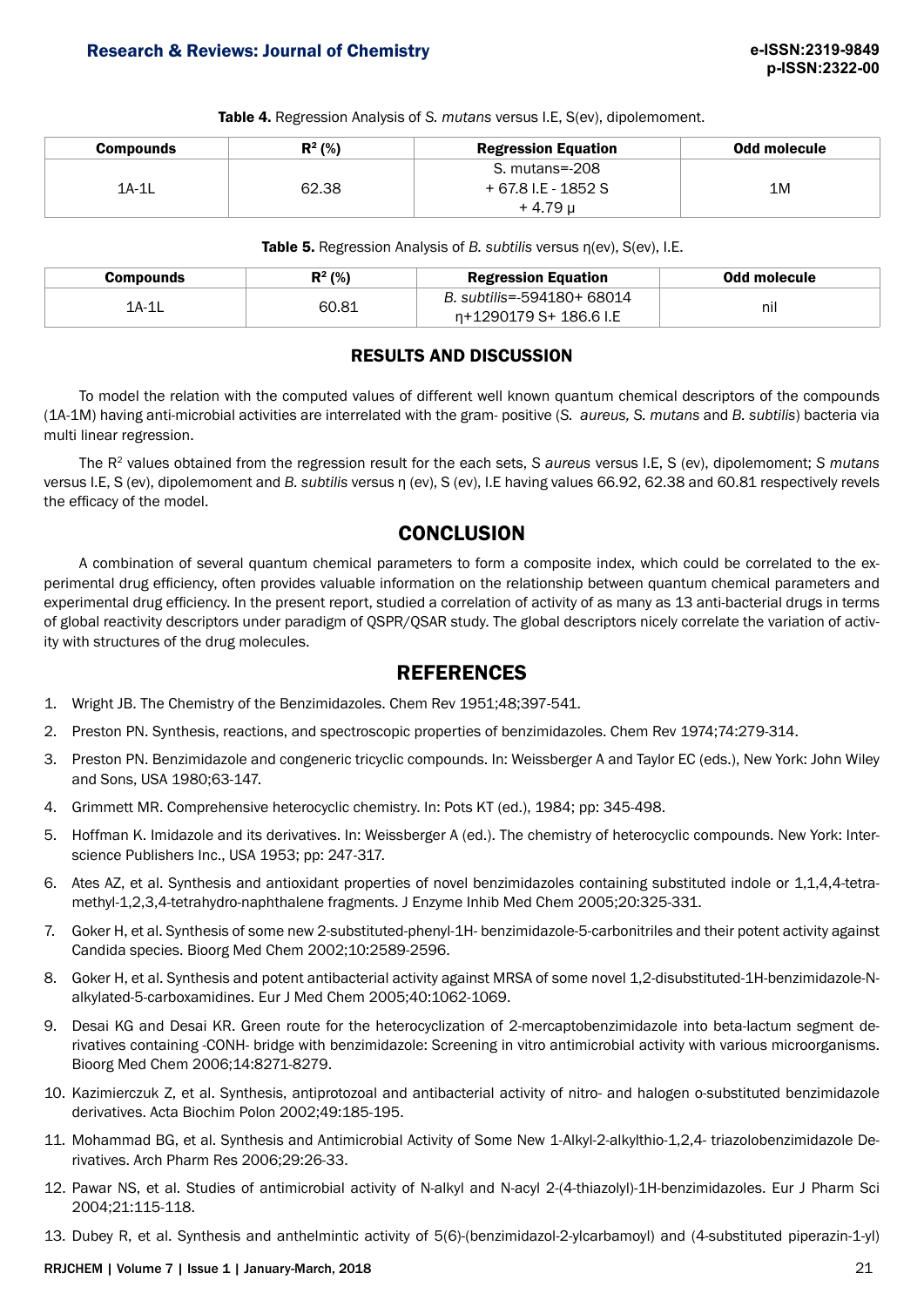**Table 4.** Regression Analysis of *S. mutans* versus I.E, S(ev), dipolemoment.

| Compounds | $R^2$ (%) | Regression Equation | Odd molecule |
|---|---|---|---|
| 1A-1L | 62.38 | S. mutans=-208 + 67.8 I.E - 1852 S + 4.79 μ | 1M |

**Table 5.** Regression Analysis of *B. subtilis* versus η(ev), S(ev), I.E.

| Compounds | $R^2$ (%) | Regression Equation | Odd molecule |
|---|---|---|---|
| 1A-1L | 60.81 | *B. subtilis*=-594180+ 68014 η+1290179 S+ 186.6 I.E | nil |

## RESULTS AND DISCUSSION

To model the relation with the computed values of different well known quantum chemical descriptors of the compounds (1A-1M) having anti-microbial activities are interrelated with the gram- positive (*S. aureus, S. mutans* and *B. subtilis*) bacteria via multi linear regression.

The $R^2$ values obtained from the regression result for the each sets, *S aureus* versus I.E, S (ev), dipolemoment; *S mutans* versus I.E, S (ev), dipolemoment and *B. subtilis* versus η (ev), S (ev), I.E having values 66.92, 62.38 and 60.81 respectively revels the efficacy of the model.

## CONCLUSION

A combination of several quantum chemical parameters to form a composite index, which could be correlated to the experimental drug efficiency, often provides valuable information on the relationship between quantum chemical parameters and experimental drug efficiency. In the present report, studied a correlation of activity of as many as 13 anti-bacterial drugs in terms of global reactivity descriptors under paradigm of QSPR/QSAR study. The global descriptors nicely correlate the variation of activity with structures of the drug molecules.

## REFERENCES

1. Wright JB. The Chemistry of the Benzimidazoles. Chem Rev 1951;48;397-541.
2. Preston PN. Synthesis, reactions, and spectroscopic properties of benzimidazoles. Chem Rev 1974;74:279-314.
3. Preston PN. Benzimidazole and congeneric tricyclic compounds. In: Weissberger A and Taylor EC (eds.), New York: John Wiley and Sons, USA 1980;63-147.
4. Grimmett MR. Comprehensive heterocyclic chemistry. In: Pots KT (ed.), 1984; pp: 345-498.
5. Hoffman K. Imidazole and its derivatives. In: Weissberger A (ed.). The chemistry of heterocyclic compounds. New York: Interscience Publishers Inc., USA 1953; pp: 247-317.
6. Ates AZ, et al. Synthesis and antioxidant properties of novel benzimidazoles containing substituted indole or 1,1,4,4-tetramethyl-1,2,3,4-tetrahydro-naphthalene fragments. J Enzyme Inhib Med Chem 2005;20:325-331.
7. Goker H, et al. Synthesis of some new 2-substituted-phenyl-1H- benzimidazole-5-carbonitriles and their potent activity against Candida species. Bioorg Med Chem 2002;10:2589-2596.
8. Goker H, et al. Synthesis and potent antibacterial activity against MRSA of some novel 1,2-disubstituted-1H-benzimidazole-N-alkylated-5-carboxamidines. Eur J Med Chem 2005;40:1062-1069.
9. Desai KG and Desai KR. Green route for the heterocyclization of 2-mercaptobenzimidazole into beta-lactum segment derivatives containing -CONH- bridge with benzimidazole: Screening in vitro antimicrobial activity with various microorganisms. Bioorg Med Chem 2006;14:8271-8279.
10. Kazimierczuk Z, et al. Synthesis, antiprotozoal and antibacterial activity of nitro- and halogen o-substituted benzimidazole derivatives. Acta Biochim Polon 2002;49:185-195.
11. Mohammad BG, et al. Synthesis and Antimicrobial Activity of Some New 1-Alkyl-2-alkylthio-1,2,4- triazolobenzimidazole Derivatives. Arch Pharm Res 2006;29:26-33.
12. Pawar NS, et al. Studies of antimicrobial activity of N-alkyl and N-acyl 2-(4-thiazolyl)-1H-benzimidazoles. Eur J Pharm Sci 2004;21:115-118.
13. Dubey R, et al. Synthesis and anthelmintic activity of 5(6)-(benzimidazol-2-ylcarbamoyl) and (4-substituted piperazin-1-yl)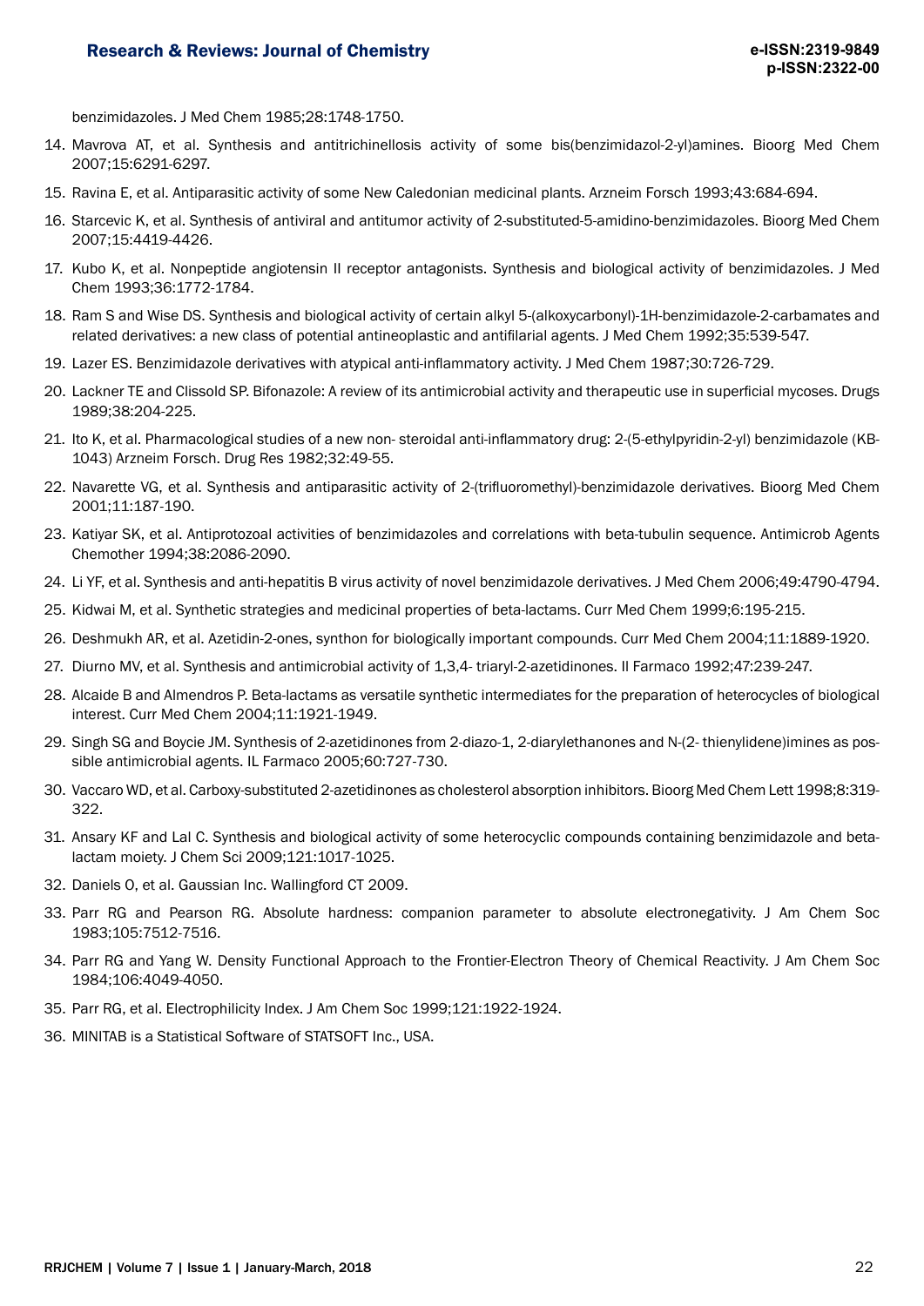benzimidazoles. J Med Chem 1985;28:1748-1750.

14. Mavrova AT, et al. Synthesis and antitrichinellosis activity of some bis(benzimidazol-2-yl)amines. Bioorg Med Chem 2007;15:6291-6297.
15. Ravina E, et al. Antiparasitic activity of some New Caledonian medicinal plants. Arzneim Forsch 1993;43:684-694.
16. Starcevic K, et al. Synthesis of antiviral and antitumor activity of 2-substituted-5-amidino-benzimidazoles. Bioorg Med Chem 2007;15:4419-4426.
17. Kubo K, et al. Nonpeptide angiotensin II receptor antagonists. Synthesis and biological activity of benzimidazoles. J Med Chem 1993;36:1772-1784.
18. Ram S and Wise DS. Synthesis and biological activity of certain alkyl 5-(alkoxycarbonyl)-1H-benzimidazole-2-carbamates and related derivatives: a new class of potential antineoplastic and antifilarial agents. J Med Chem 1992;35:539-547.
19. Lazer ES. Benzimidazole derivatives with atypical anti-inflammatory activity. J Med Chem 1987;30:726-729.
20. Lackner TE and Clissold SP. Bifonazole: A review of its antimicrobial activity and therapeutic use in superficial mycoses. Drugs 1989;38:204-225.
21. Ito K, et al. Pharmacological studies of a new non- steroidal anti-inflammatory drug: 2-(5-ethylpyridin-2-yl) benzimidazole (KB-1043) Arzneim Forsch. Drug Res 1982;32:49-55.
22. Navarette VG, et al. Synthesis and antiparasitic activity of 2-(trifluoromethyl)-benzimidazole derivatives. Bioorg Med Chem 2001;11:187-190.
23. Katiyar SK, et al. Antiprotozoal activities of benzimidazoles and correlations with beta-tubulin sequence. Antimicrob Agents Chemother 1994;38:2086-2090.
24. Li YF, et al. Synthesis and anti-hepatitis B virus activity of novel benzimidazole derivatives. J Med Chem 2006;49:4790-4794.
25. Kidwai M, et al. Synthetic strategies and medicinal properties of beta-lactams. Curr Med Chem 1999;6:195-215.
26. Deshmukh AR, et al. Azetidin-2-ones, synthon for biologically important compounds. Curr Med Chem 2004;11:1889-1920.
27. Diurno MV, et al. Synthesis and antimicrobial activity of 1,3,4- triaryl-2-azetidinones. Il Farmaco 1992;47:239-247.
28. Alcaide B and Almendros P. Beta-lactams as versatile synthetic intermediates for the preparation of heterocycles of biological interest. Curr Med Chem 2004;11:1921-1949.
29. Singh SG and Boycie JM. Synthesis of 2-azetidinones from 2-diazo-1, 2-diarylethanones and N-(2- thienylidene)imines as possible antimicrobial agents. IL Farmaco 2005;60:727-730.
30. Vaccaro WD, et al. Carboxy-substituted 2-azetidinones as cholesterol absorption inhibitors. Bioorg Med Chem Lett 1998;8:319-322.
31. Ansary KF and Lal C. Synthesis and biological activity of some heterocyclic compounds containing benzimidazole and beta-lactam moiety. J Chem Sci 2009;121:1017-1025.
32. Daniels O, et al. Gaussian Inc. Wallingford CT 2009.
33. Parr RG and Pearson RG. Absolute hardness: companion parameter to absolute electronegativity. J Am Chem Soc 1983;105:7512-7516.
34. Parr RG and Yang W. Density Functional Approach to the Frontier-Electron Theory of Chemical Reactivity. J Am Chem Soc 1984;106:4049-4050.
35. Parr RG, et al. Electrophilicity Index. J Am Chem Soc 1999;121:1922-1924.
36. MINITAB is a Statistical Software of STATSOFT Inc., USA.